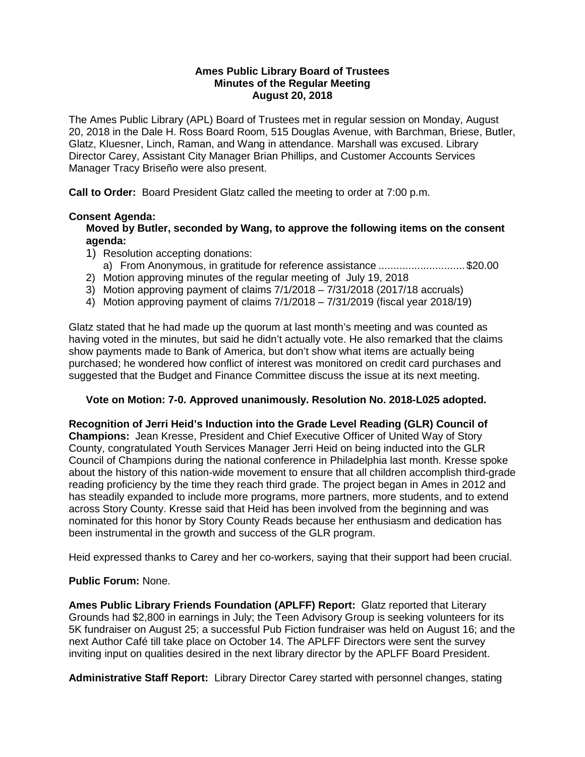**Ames Public Library Board of Trustees**
**Minutes of the Regular Meeting**
**August 20, 2018**

The Ames Public Library (APL) Board of Trustees met in regular session on Monday, August 20, 2018 in the Dale H. Ross Board Room, 515 Douglas Avenue, with Barchman, Briese, Butler, Glatz, Kluesner, Linch, Raman, and Wang in attendance. Marshall was excused. Library Director Carey, Assistant City Manager Brian Phillips, and Customer Accounts Services Manager Tracy Briseño were also present.

**Call to Order:** Board President Glatz called the meeting to order at 7:00 p.m.

**Consent Agenda:**

**Moved by Butler, seconded by Wang, to approve the following items on the consent agenda:**

1) Resolution accepting donations:
   a) From Anonymous, in gratitude for reference assistance ............................ $20.00
2) Motion approving minutes of the regular meeting of July 19, 2018
3) Motion approving payment of claims 7/1/2018 – 7/31/2018 (2017/18 accruals)
4) Motion approving payment of claims 7/1/2018 – 7/31/2019 (fiscal year 2018/19)

Glatz stated that he had made up the quorum at last month's meeting and was counted as having voted in the minutes, but said he didn't actually vote. He also remarked that the claims show payments made to Bank of America, but don't show what items are actually being purchased; he wondered how conflict of interest was monitored on credit card purchases and suggested that the Budget and Finance Committee discuss the issue at its next meeting.

**Vote on Motion: 7-0. Approved unanimously. Resolution No. 2018-L025 adopted.**

**Recognition of Jerri Heid's Induction into the Grade Level Reading (GLR) Council of Champions:** Jean Kresse, President and Chief Executive Officer of United Way of Story County, congratulated Youth Services Manager Jerri Heid on being inducted into the GLR Council of Champions during the national conference in Philadelphia last month. Kresse spoke about the history of this nation-wide movement to ensure that all children accomplish third-grade reading proficiency by the time they reach third grade. The project began in Ames in 2012 and has steadily expanded to include more programs, more partners, more students, and to extend across Story County. Kresse said that Heid has been involved from the beginning and was nominated for this honor by Story County Reads because her enthusiasm and dedication has been instrumental in the growth and success of the GLR program.

Heid expressed thanks to Carey and her co-workers, saying that their support had been crucial.

**Public Forum:** None.

**Ames Public Library Friends Foundation (APLFF) Report:** Glatz reported that Literary Grounds had $2,800 in earnings in July; the Teen Advisory Group is seeking volunteers for its 5K fundraiser on August 25; a successful Pub Fiction fundraiser was held on August 16; and the next Author Café till take place on October 14. The APLFF Directors were sent the survey inviting input on qualities desired in the next library director by the APLFF Board President.

**Administrative Staff Report:** Library Director Carey started with personnel changes, stating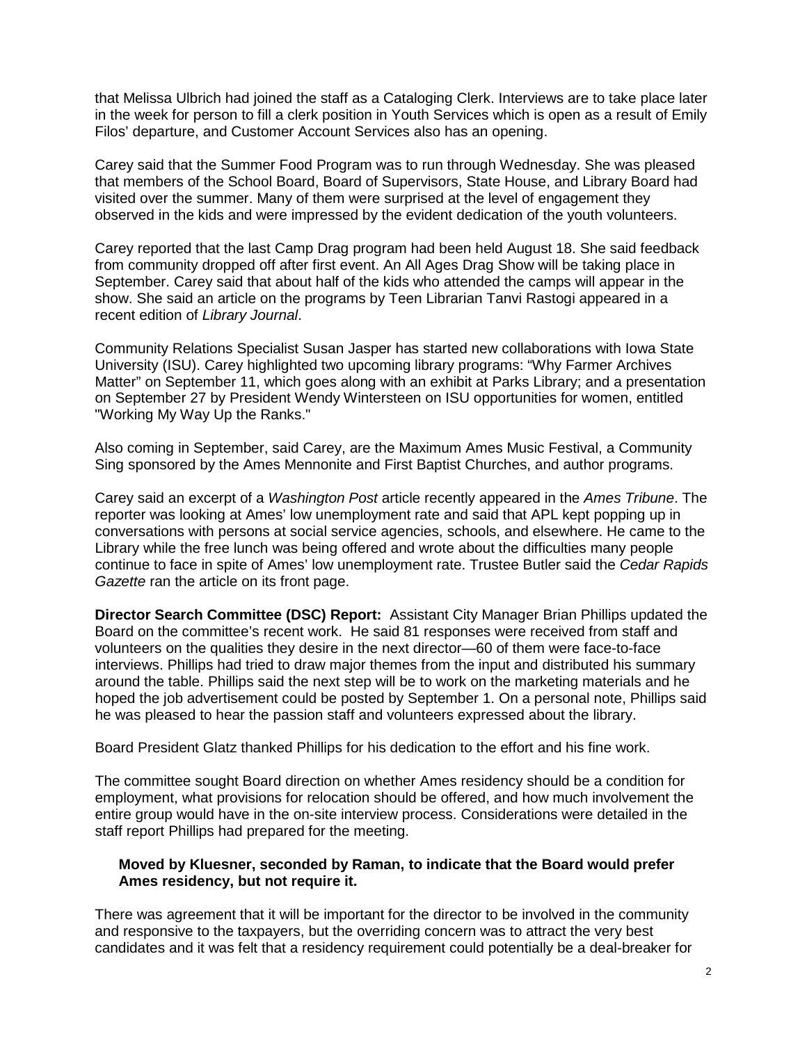that Melissa Ulbrich had joined the staff as a Cataloging Clerk. Interviews are to take place later in the week for person to fill a clerk position in Youth Services which is open as a result of Emily Filos' departure, and Customer Account Services also has an opening.

Carey said that the Summer Food Program was to run through Wednesday. She was pleased that members of the School Board, Board of Supervisors, State House, and Library Board had visited over the summer. Many of them were surprised at the level of engagement they observed in the kids and were impressed by the evident dedication of the youth volunteers.

Carey reported that the last Camp Drag program had been held August 18. She said feedback from community dropped off after first event. An All Ages Drag Show will be taking place in September. Carey said that about half of the kids who attended the camps will appear in the show. She said an article on the programs by Teen Librarian Tanvi Rastogi appeared in a recent edition of *Library Journal*.

Community Relations Specialist Susan Jasper has started new collaborations with Iowa State University (ISU). Carey highlighted two upcoming library programs: "Why Farmer Archives Matter" on September 11, which goes along with an exhibit at Parks Library; and a presentation on September 27 by President Wendy Wintersteen on ISU opportunities for women, entitled "Working My Way Up the Ranks."

Also coming in September, said Carey, are the Maximum Ames Music Festival, a Community Sing sponsored by the Ames Mennonite and First Baptist Churches, and author programs.

Carey said an excerpt of a *Washington Post* article recently appeared in the *Ames Tribune*. The reporter was looking at Ames' low unemployment rate and said that APL kept popping up in conversations with persons at social service agencies, schools, and elsewhere. He came to the Library while the free lunch was being offered and wrote about the difficulties many people continue to face in spite of Ames' low unemployment rate. Trustee Butler said the *Cedar Rapids Gazette* ran the article on its front page.

**Director Search Committee (DSC) Report:** Assistant City Manager Brian Phillips updated the Board on the committee's recent work. He said 81 responses were received from staff and volunteers on the qualities they desire in the next director—60 of them were face-to-face interviews. Phillips had tried to draw major themes from the input and distributed his summary around the table. Phillips said the next step will be to work on the marketing materials and he hoped the job advertisement could be posted by September 1. On a personal note, Phillips said he was pleased to hear the passion staff and volunteers expressed about the library.

Board President Glatz thanked Phillips for his dedication to the effort and his fine work.

The committee sought Board direction on whether Ames residency should be a condition for employment, what provisions for relocation should be offered, and how much involvement the entire group would have in the on-site interview process. Considerations were detailed in the staff report Phillips had prepared for the meeting.

**Moved by Kluesner, seconded by Raman, to indicate that the Board would prefer Ames residency, but not require it.**

There was agreement that it will be important for the director to be involved in the community and responsive to the taxpayers, but the overriding concern was to attract the very best candidates and it was felt that a residency requirement could potentially be a deal-breaker for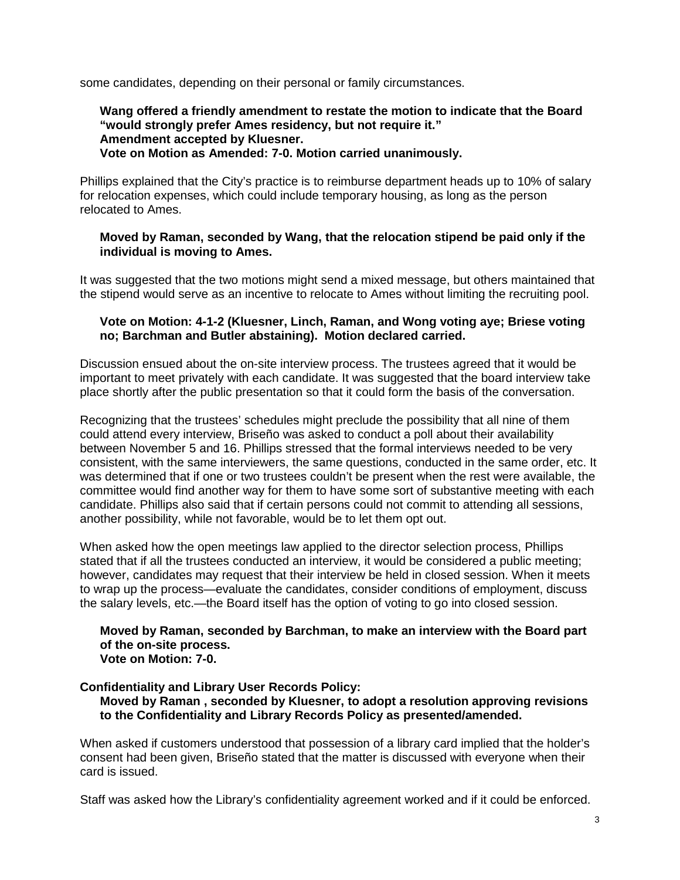some candidates, depending on their personal or family circumstances.

**Wang offered a friendly amendment to restate the motion to indicate that the Board "would strongly prefer Ames residency, but not require it."**
**Amendment accepted by Kluesner.**
**Vote on Motion as Amended: 7-0. Motion carried unanimously.**

Phillips explained that the City's practice is to reimburse department heads up to 10% of salary for relocation expenses, which could include temporary housing, as long as the person relocated to Ames.

**Moved by Raman, seconded by Wang, that the relocation stipend be paid only if the individual is moving to Ames.**

It was suggested that the two motions might send a mixed message, but others maintained that the stipend would serve as an incentive to relocate to Ames without limiting the recruiting pool.

**Vote on Motion: 4-1-2 (Kluesner, Linch, Raman, and Wong voting aye; Briese voting no; Barchman and Butler abstaining). Motion declared carried.**

Discussion ensued about the on-site interview process. The trustees agreed that it would be important to meet privately with each candidate. It was suggested that the board interview take place shortly after the public presentation so that it could form the basis of the conversation.

Recognizing that the trustees' schedules might preclude the possibility that all nine of them could attend every interview, Briseño was asked to conduct a poll about their availability between November 5 and 16. Phillips stressed that the formal interviews needed to be very consistent, with the same interviewers, the same questions, conducted in the same order, etc. It was determined that if one or two trustees couldn't be present when the rest were available, the committee would find another way for them to have some sort of substantive meeting with each candidate. Phillips also said that if certain persons could not commit to attending all sessions, another possibility, while not favorable, would be to let them opt out.

When asked how the open meetings law applied to the director selection process, Phillips stated that if all the trustees conducted an interview, it would be considered a public meeting; however, candidates may request that their interview be held in closed session. When it meets to wrap up the process—evaluate the candidates, consider conditions of employment, discuss the salary levels, etc.—the Board itself has the option of voting to go into closed session.

**Moved by Raman, seconded by Barchman, to make an interview with the Board part of the on-site process.**
**Vote on Motion: 7-0.**

**Confidentiality and Library User Records Policy:**

**Moved by Raman , seconded by Kluesner, to adopt a resolution approving revisions to the Confidentiality and Library Records Policy as presented/amended.**

When asked if customers understood that possession of a library card implied that the holder's consent had been given, Briseño stated that the matter is discussed with everyone when their card is issued.

Staff was asked how the Library's confidentiality agreement worked and if it could be enforced.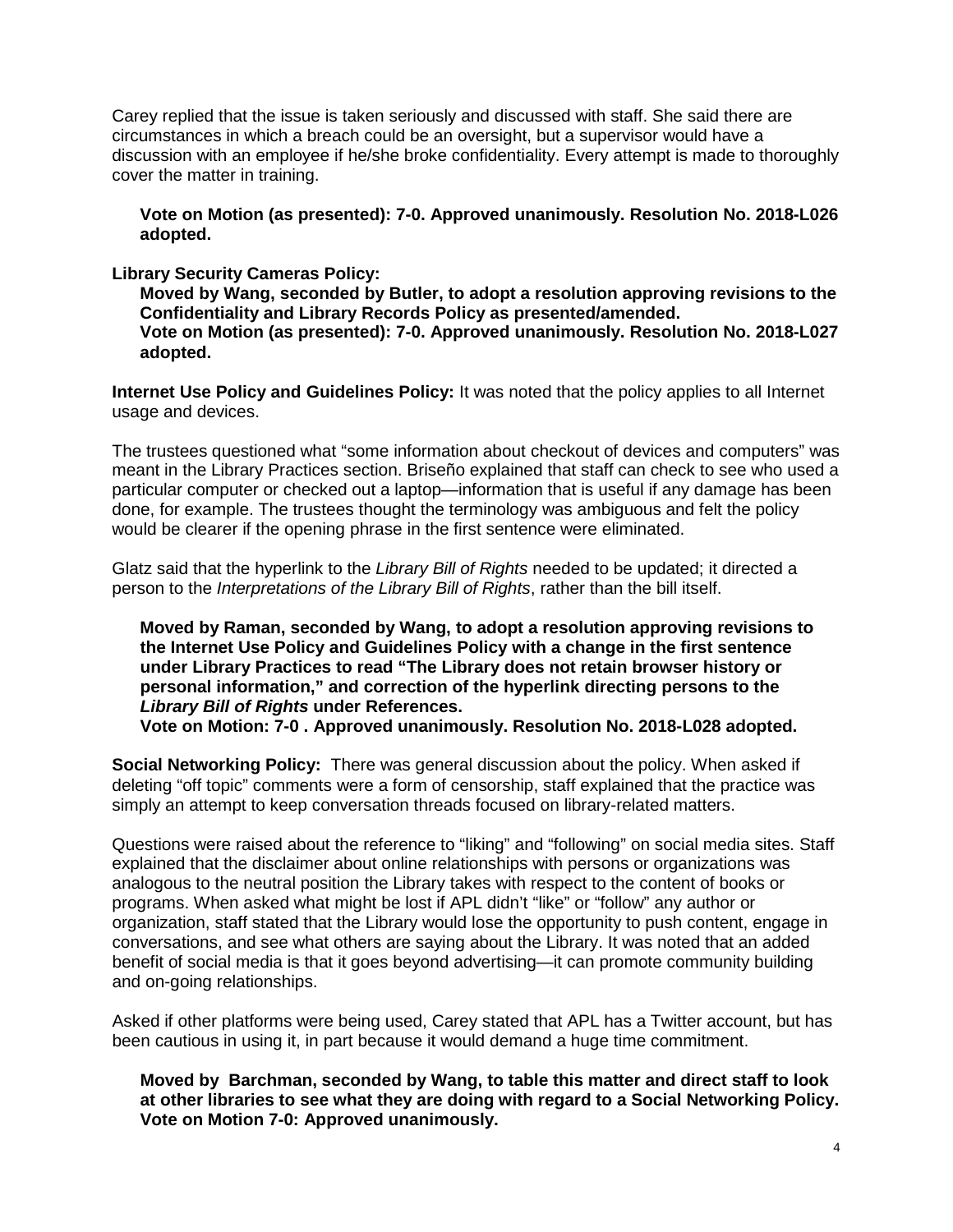Carey replied that the issue is taken seriously and discussed with staff. She said there are circumstances in which a breach could be an oversight, but a supervisor would have a discussion with an employee if he/she broke confidentiality. Every attempt is made to thoroughly cover the matter in training.

> **Vote on Motion (as presented): 7-0. Approved unanimously. Resolution No. 2018-L026 adopted.**

**Library Security Cameras Policy:**

> **Moved by Wang, seconded by Butler, to adopt a resolution approving revisions to the Confidentiality and Library Records Policy as presented/amended.**
> **Vote on Motion (as presented): 7-0. Approved unanimously. Resolution No. 2018-L027 adopted.**

**Internet Use Policy and Guidelines Policy:** It was noted that the policy applies to all Internet usage and devices.

The trustees questioned what "some information about checkout of devices and computers" was meant in the Library Practices section. Briseño explained that staff can check to see who used a particular computer or checked out a laptop—information that is useful if any damage has been done, for example. The trustees thought the terminology was ambiguous and felt the policy would be clearer if the opening phrase in the first sentence were eliminated.

Glatz said that the hyperlink to the *Library Bill of Rights* needed to be updated; it directed a person to the *Interpretations of the Library Bill of Rights*, rather than the bill itself.

> **Moved by Raman, seconded by Wang, to adopt a resolution approving revisions to the Internet Use Policy and Guidelines Policy with a change in the first sentence under Library Practices to read "The Library does not retain browser history or personal information," and correction of the hyperlink directing persons to the *Library Bill of Rights* under References.**
> **Vote on Motion: 7-0 . Approved unanimously. Resolution No. 2018-L028 adopted.**

**Social Networking Policy:** There was general discussion about the policy. When asked if deleting "off topic" comments were a form of censorship, staff explained that the practice was simply an attempt to keep conversation threads focused on library-related matters.

Questions were raised about the reference to "liking" and "following" on social media sites. Staff explained that the disclaimer about online relationships with persons or organizations was analogous to the neutral position the Library takes with respect to the content of books or programs. When asked what might be lost if APL didn't "like" or "follow" any author or organization, staff stated that the Library would lose the opportunity to push content, engage in conversations, and see what others are saying about the Library. It was noted that an added benefit of social media is that it goes beyond advertising—it can promote community building and on-going relationships.

Asked if other platforms were being used, Carey stated that APL has a Twitter account, but has been cautious in using it, in part because it would demand a huge time commitment.

> **Moved by Barchman, seconded by Wang, to table this matter and direct staff to look at other libraries to see what they are doing with regard to a Social Networking Policy.**
> **Vote on Motion 7-0: Approved unanimously.**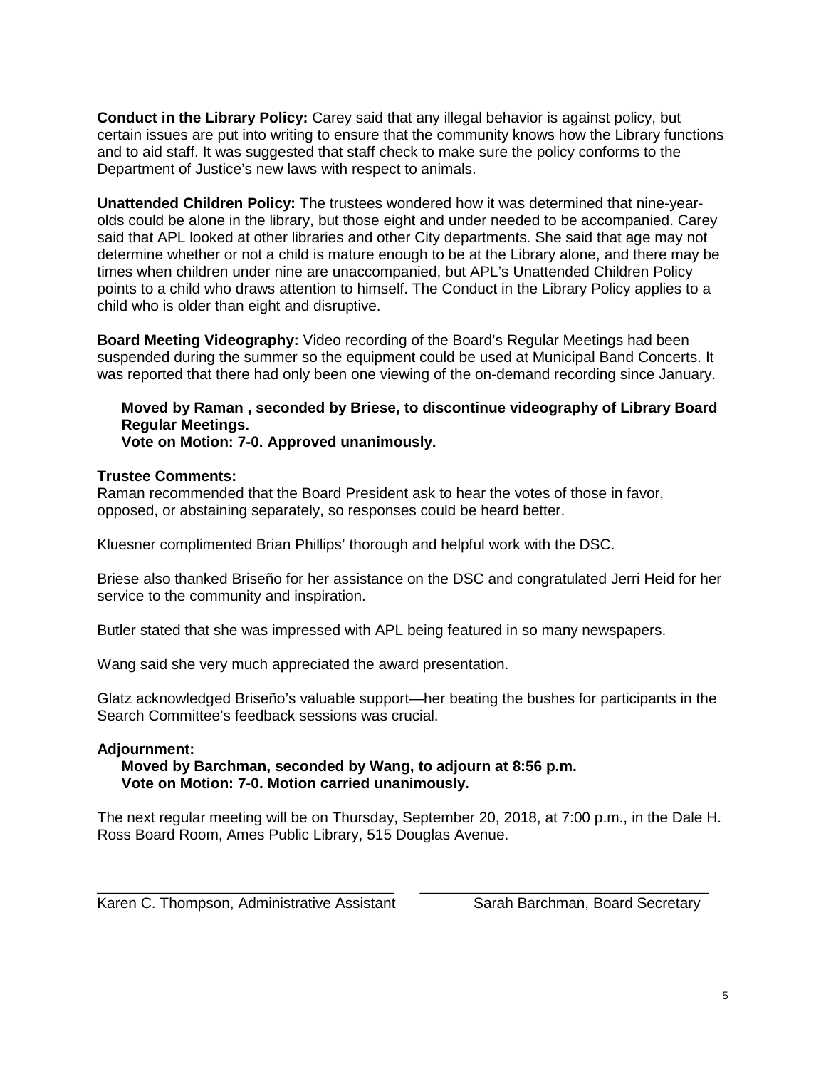**Conduct in the Library Policy:** Carey said that any illegal behavior is against policy, but certain issues are put into writing to ensure that the community knows how the Library functions and to aid staff. It was suggested that staff check to make sure the policy conforms to the Department of Justice's new laws with respect to animals.

**Unattended Children Policy:** The trustees wondered how it was determined that nine-year-olds could be alone in the library, but those eight and under needed to be accompanied. Carey said that APL looked at other libraries and other City departments. She said that age may not determine whether or not a child is mature enough to be at the Library alone, and there may be times when children under nine are unaccompanied, but APL's Unattended Children Policy points to a child who draws attention to himself. The Conduct in the Library Policy applies to a child who is older than eight and disruptive.

**Board Meeting Videography:** Video recording of the Board's Regular Meetings had been suspended during the summer so the equipment could be used at Municipal Band Concerts. It was reported that there had only been one viewing of the on-demand recording since January.

> **Moved by Raman , seconded by Briese, to discontinue videography of Library Board Regular Meetings.**
> **Vote on Motion: 7-0. Approved unanimously.**

**Trustee Comments:**
Raman recommended that the Board President ask to hear the votes of those in favor, opposed, or abstaining separately, so responses could be heard better.

Kluesner complimented Brian Phillips' thorough and helpful work with the DSC.

Briese also thanked Briseño for her assistance on the DSC and congratulated Jerri Heid for her service to the community and inspiration.

Butler stated that she was impressed with APL being featured in so many newspapers.

Wang said she very much appreciated the award presentation.

Glatz acknowledged Briseño's valuable support—her beating the bushes for participants in the Search Committee's feedback sessions was crucial.

**Adjournment:**

> **Moved by Barchman, seconded by Wang, to adjourn at 8:56 p.m.**
> **Vote on Motion: 7-0. Motion carried unanimously.**

The next regular meeting will be on Thursday, September 20, 2018, at 7:00 p.m., in the Dale H. Ross Board Room, Ames Public Library, 515 Douglas Avenue.

\_\_\_\_\_\_\_\_\_\_\_\_\_\_\_\_\_\_\_\_\_\_\_\_\_\_\_\_\_\_\_\_\_\_\_\_
Karen C. Thompson, Administrative Assistant

\_\_\_\_\_\_\_\_\_\_\_\_\_\_\_\_\_\_\_\_\_\_\_\_\_\_\_\_\_\_\_\_\_\_\_\_
Sarah Barchman, Board Secretary